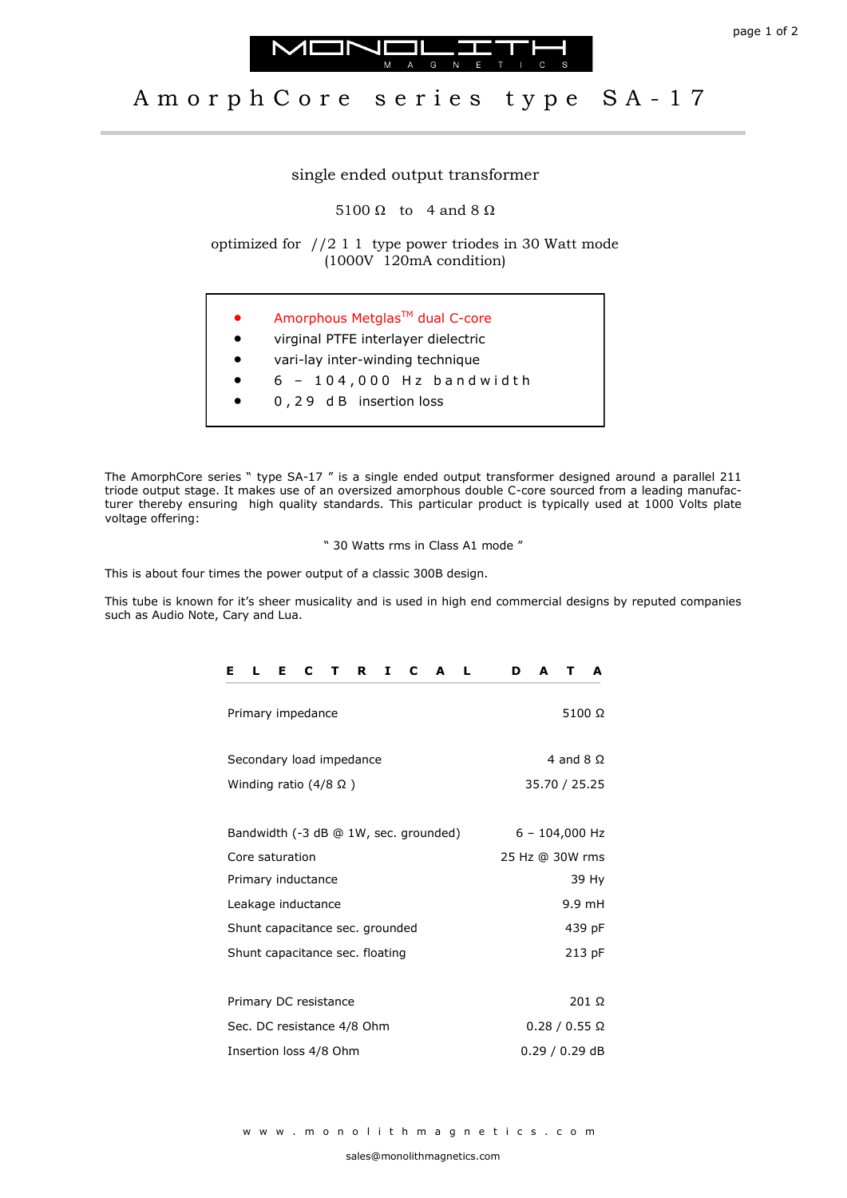# MONOLITH MAGNETICS

## AmorphCore series type SA-17

single ended output transformer

5100 Ω to 4 and 8 Ω

optimized for //211 type power triodes in 30 Watt mode
(1000V 120mA condition)

- Amorphous Metglas[TM] dual C-core
- virginal PTFE interlayer dielectric
- vari-lay inter-winding technique
- 6 – 104,000 Hz bandwidth
- 0,29 dB insertion loss

The AmorphCore series " type SA-17 " is a single ended output transformer designed around a parallel 211 triode output stage. It makes use of an oversized amorphous double C-core sourced from a leading manufacturer thereby ensuring high quality standards. This particular product is typically used at 1000 Volts plate voltage offering:

" 30 Watts rms in Class A1 mode "

This is about four times the power output of a classic 300B design.

This tube is known for it's sheer musicality and is used in high end commercial designs by reputed companies such as Audio Note, Cary and Lua.

| ELECTRICAL DATA | |
|---|---|
| Primary impedance | 5100 Ω |
| Secondary load impedance | 4 and 8 Ω |
| Winding ratio (4/8 Ω ) | 35.70 / 25.25 |
| Bandwidth (-3 dB @ 1W, sec. grounded) | 6 – 104,000 Hz |
| Core saturation | 25 Hz @ 30W rms |
| Primary inductance | 39 Hy |
| Leakage inductance | 9.9 mH |
| Shunt capacitance sec. grounded | 439 pF |
| Shunt capacitance sec. floating | 213 pF |
| Primary DC resistance | 201 Ω |
| Sec. DC resistance 4/8 Ohm | 0.28 / 0.55 Ω |
| Insertion loss 4/8 Ohm | 0.29 / 0.29 dB |

www.monolithmagnetics.com

sales@monolithmagnetics.com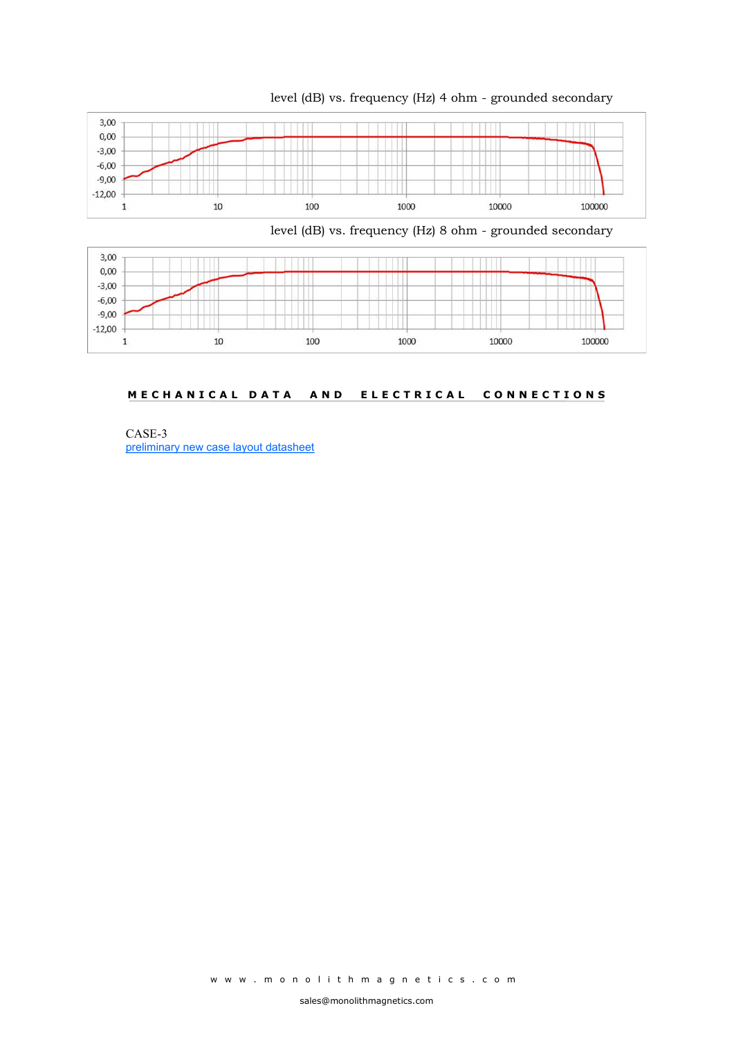level (dB) vs. frequency (Hz) 4 ohm - grounded secondary

3,00
0,00
-3,00
-6,00
-9,00
-12,00

1
10
100
1000
10000
100000

level (dB) vs. frequency (Hz) 8 ohm - grounded secondary

3,00
0,00
-3,00
-6,00
-9,00
-12,00

1
10
100
1000
10000
100000

## MECHANICAL DATA AND ELECTRICAL CONNECTIONS

CASE-3

[preliminary new case layout datasheet]

www.monolithmagnetics.com

sales@monolithmagnetics.com